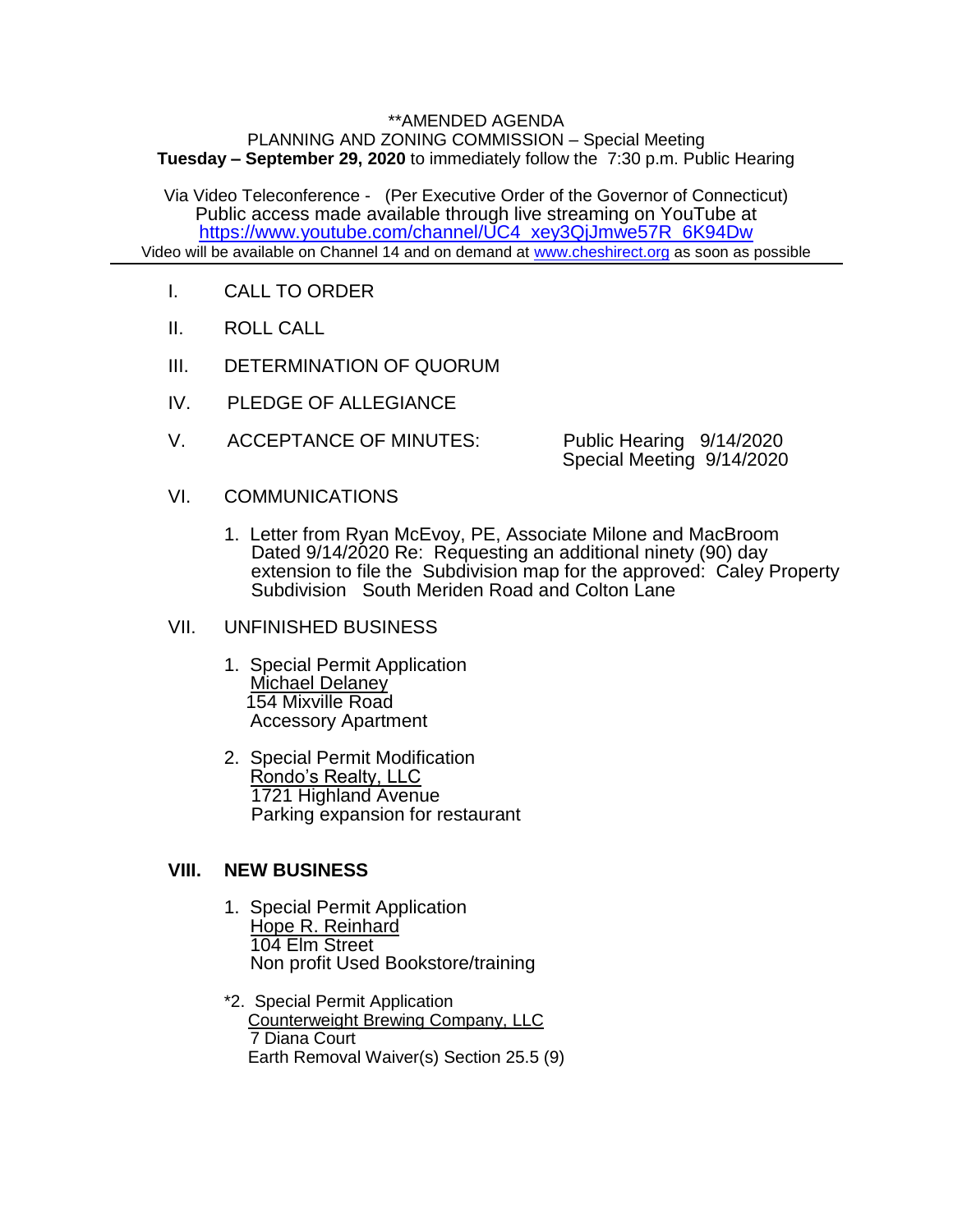**AMENDED AGENDA

PLANNING AND ZONING COMMISSION – Special Meeting

**Tuesday – September 29, 2020** to immediately follow the 7:30 p.m. Public Hearing

Via Video Teleconference - (Per Executive Order of the Governor of Connecticut)
Public access made available through live streaming on YouTube at
https://www.youtube.com/channel/UC4_xey3QjJmwe57R_6K94Dw
Video will be available on Channel 14 and on demand at www.cheshirect.org as soon as possible

---

I. CALL TO ORDER

II. ROLL CALL

III. DETERMINATION OF QUORUM

IV. PLEDGE OF ALLEGIANCE

V. ACCEPTANCE OF MINUTES: Public Hearing 9/14/2020
Special Meeting 9/14/2020

VI. COMMUNICATIONS

1. Letter from Ryan McEvoy, PE, Associate Milone and MacBroom Dated 9/14/2020 Re: Requesting an additional ninety (90) day extension to file the Subdivision map for the approved: Caley Property Subdivision South Meriden Road and Colton Lane

VII. UNFINISHED BUSINESS

1. Special Permit Application
<u>Michael Delaney</u>
154 Mixville Road
Accessory Apartment

2. Special Permit Modification
<u>Rondo's Realty, LLC</u>
1721 Highland Avenue
Parking expansion for restaurant

**VIII. NEW BUSINESS**

1. Special Permit Application
<u>Hope R. Reinhard</u>
104 Elm Street
Non profit Used Bookstore/training

*2. Special Permit Application
<u>Counterweight Brewing Company, LLC</u>
7 Diana Court
Earth Removal Waiver(s) Section 25.5 (9)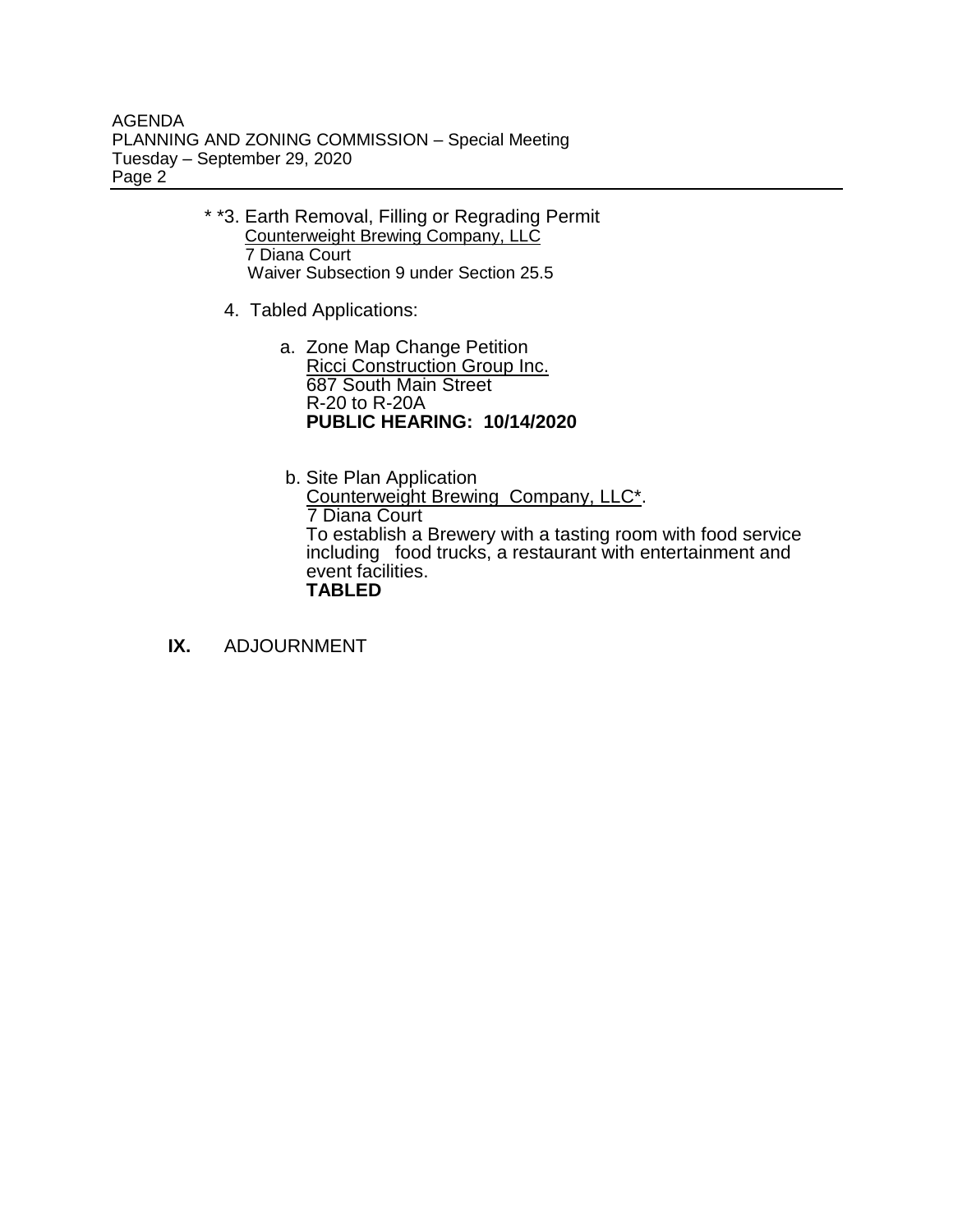* *3. Earth Removal, Filling or Regrading Permit
Counterweight Brewing Company, LLC
7 Diana Court
Waiver Subsection 9 under Section 25.5

4. Tabled Applications:

a. Zone Map Change Petition
Ricci Construction Group Inc.
687 South Main Street
R-20 to R-20A
**PUBLIC HEARING: 10/14/2020**

b. Site Plan Application
Counterweight Brewing Company, LLC*.
7 Diana Court
To establish a Brewery with a tasting room with food service including food trucks, a restaurant with entertainment and event facilities.
**TABLED**

**IX.** ADJOURNMENT